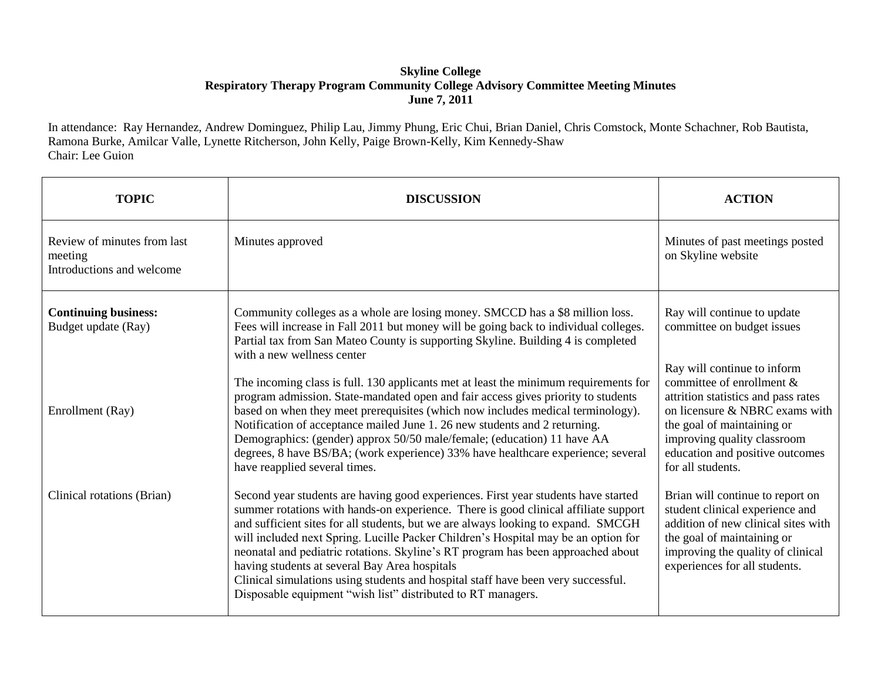**Skyline College**
**Respiratory Therapy Program Community College Advisory Committee Meeting Minutes**
**June 7, 2011**

In attendance: Ray Hernandez, Andrew Dominguez, Philip Lau, Jimmy Phung, Eric Chui, Brian Daniel, Chris Comstock, Monte Schachner, Rob Bautista, Ramona Burke, Amilcar Valle, Lynette Ritcherson, John Kelly, Paige Brown-Kelly, Kim Kennedy-Shaw
Chair: Lee Guion

| TOPIC | DISCUSSION | ACTION |
|---|---|---|
| Review of minutes from last meeting<br>Introductions and welcome | Minutes approved | Minutes of past meetings posted on Skyline website |
| **Continuing business:**<br>Budget update (Ray) | Community colleges as a whole are losing money. SMCCD has a $8 million loss. Fees will increase in Fall 2011 but money will be going back to individual colleges. Partial tax from San Mateo County is supporting Skyline. Building 4 is completed with a new wellness center | Ray will continue to update committee on budget issues |
| Enrollment (Ray) | The incoming class is full. 130 applicants met at least the minimum requirements for program admission. State-mandated open and fair access gives priority to students based on when they meet prerequisites (which now includes medical terminology). Notification of acceptance mailed June 1. 26 new students and 2 returning. Demographics: (gender) approx 50/50 male/female; (education) 11 have AA degrees, 8 have BS/BA; (work experience) 33% have healthcare experience; several have reapplied several times. | Ray will continue to inform committee of enrollment & attrition statistics and pass rates on licensure & NBRC exams with the goal of maintaining or improving quality classroom education and positive outcomes for all students. |
| Clinical rotations (Brian) | Second year students are having good experiences. First year students have started summer rotations with hands-on experience. There is good clinical affiliate support and sufficient sites for all students, but we are always looking to expand. SMCGH will included next Spring. Lucille Packer Children's Hospital may be an option for neonatal and pediatric rotations. Skyline's RT program has been approached about having students at several Bay Area hospitals<br>Clinical simulations using students and hospital staff have been very successful. Disposable equipment "wish list" distributed to RT managers. | Brian will continue to report on student clinical experience and addition of new clinical sites with the goal of maintaining or improving the quality of clinical experiences for all students. |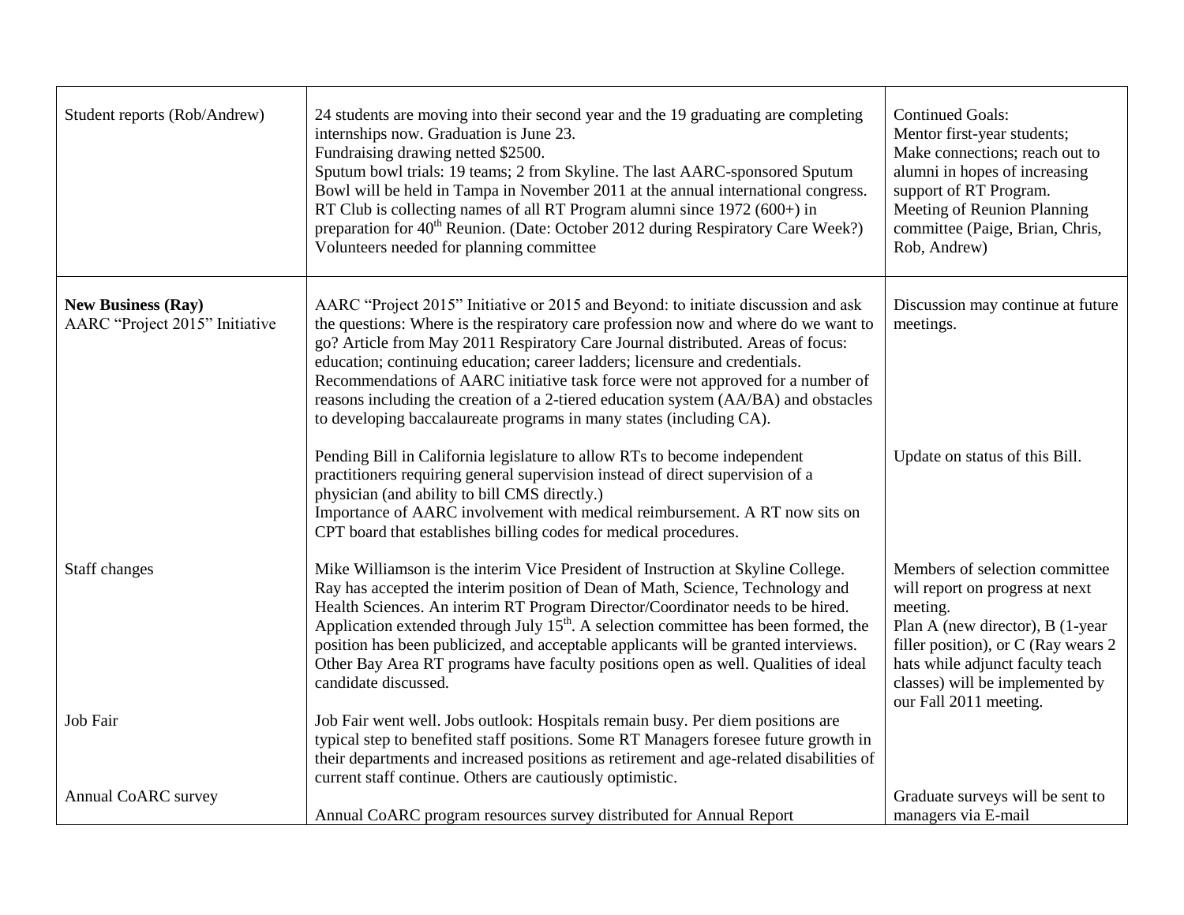| | | |
|---|---|---|
| Student reports (Rob/Andrew) | 24 students are moving into their second year and the 19 graduating are completing internships now. Graduation is June 23.<br>Fundraising drawing netted \$2500.<br>Sputum bowl trials: 19 teams; 2 from Skyline. The last AARC-sponsored Sputum Bowl will be held in Tampa in November 2011 at the annual international congress.<br>RT Club is collecting names of all RT Program alumni since 1972 (600+) in preparation for 40th Reunion. (Date: October 2012 during Respiratory Care Week?)<br>Volunteers needed for planning committee | Continued Goals:<br>Mentor first-year students;<br>Make connections; reach out to alumni in hopes of increasing support of RT Program.<br>Meeting of Reunion Planning committee (Paige, Brian, Chris, Rob, Andrew) |
| **New Business (Ray)**<br>AARC "Project 2015" Initiative | AARC "Project 2015" Initiative or 2015 and Beyond: to initiate discussion and ask the questions: Where is the respiratory care profession now and where do we want to go? Article from May 2011 Respiratory Care Journal distributed. Areas of focus: education; continuing education; career ladders; licensure and credentials. Recommendations of AARC initiative task force were not approved for a number of reasons including the creation of a 2-tiered education system (AA/BA) and obstacles to developing baccalaureate programs in many states (including CA). | Discussion may continue at future meetings. |
| | Pending Bill in California legislature to allow RTs to become independent practitioners requiring general supervision instead of direct supervision of a physician (and ability to bill CMS directly.)<br>Importance of AARC involvement with medical reimbursement. A RT now sits on CPT board that establishes billing codes for medical procedures. | Update on status of this Bill. |
| Staff changes | Mike Williamson is the interim Vice President of Instruction at Skyline College. Ray has accepted the interim position of Dean of Math, Science, Technology and Health Sciences. An interim RT Program Director/Coordinator needs to be hired. Application extended through July 15th. A selection committee has been formed, the position has been publicized, and acceptable applicants will be granted interviews. Other Bay Area RT programs have faculty positions open as well. Qualities of ideal candidate discussed. | Members of selection committee will report on progress at next meeting.<br>Plan A (new director), B (1-year filler position), or C (Ray wears 2 hats while adjunct faculty teach classes) will be implemented by our Fall 2011 meeting. |
| Job Fair | Job Fair went well. Jobs outlook: Hospitals remain busy. Per diem positions are typical step to benefited staff positions. Some RT Managers foresee future growth in their departments and increased positions as retirement and age-related disabilities of current staff continue. Others are cautiously optimistic. | |
| Annual CoARC survey | Annual CoARC program resources survey distributed for Annual Report | Graduate surveys will be sent to managers via E-mail |